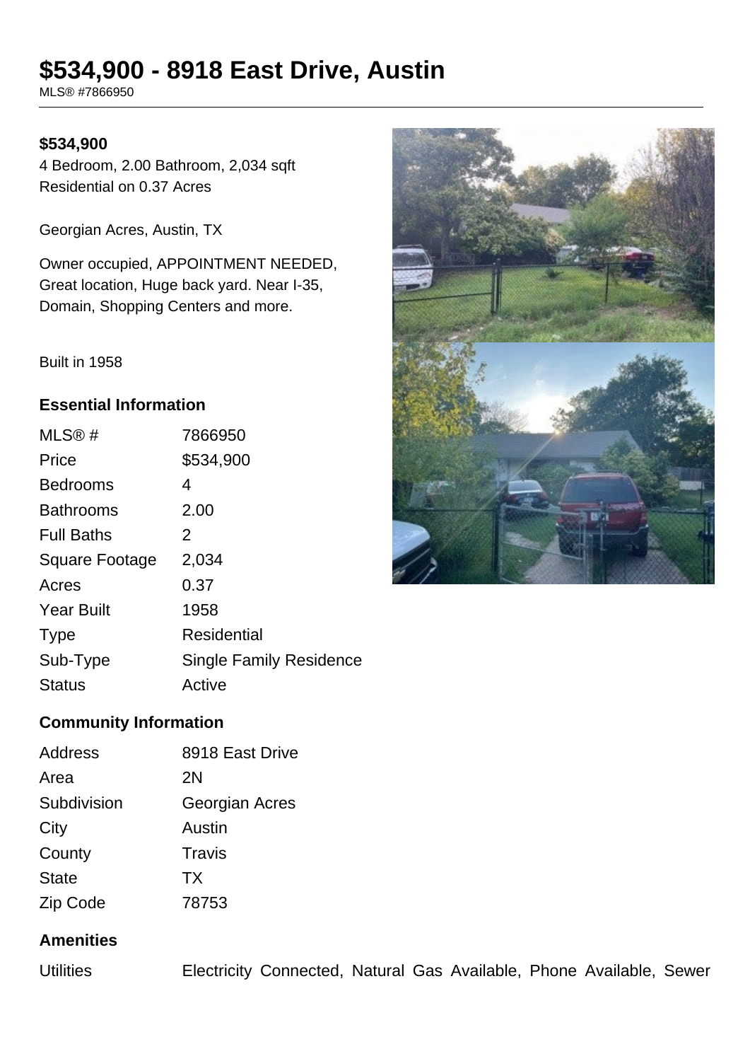# $534,900 - 8918 East Drive, Austin

MLS® #7866950

**$534,900**

4 Bedroom, 2.00 Bathroom, 2,034 sqft

Residential on 0.37 Acres

Georgian Acres, Austin, TX

Owner occupied, APPOINTMENT NEEDED, Great location, Huge back yard. Near I-35, Domain, Shopping Centers and more.

Built in 1958

### Essential Information

| | |
|---|---|
| MLS® # | 7866950 |
| Price | $534,900 |
| Bedrooms | 4 |
| Bathrooms | 2.00 |
| Full Baths | 2 |
| Square Footage | 2,034 |
| Acres | 0.37 |
| Year Built | 1958 |
| Type | Residential |
| Sub-Type | Single Family Residence |
| Status | Active |

### Community Information

| | |
|---|---|
| Address | 8918 East Drive |
| Area | 2N |
| Subdivision | Georgian Acres |
| City | Austin |
| County | Travis |
| State | TX |
| Zip Code | 78753 |

### Amenities

| | |
|---|---|
| Utilities | Electricity Connected, Natural Gas Available, Phone Available, Sewer |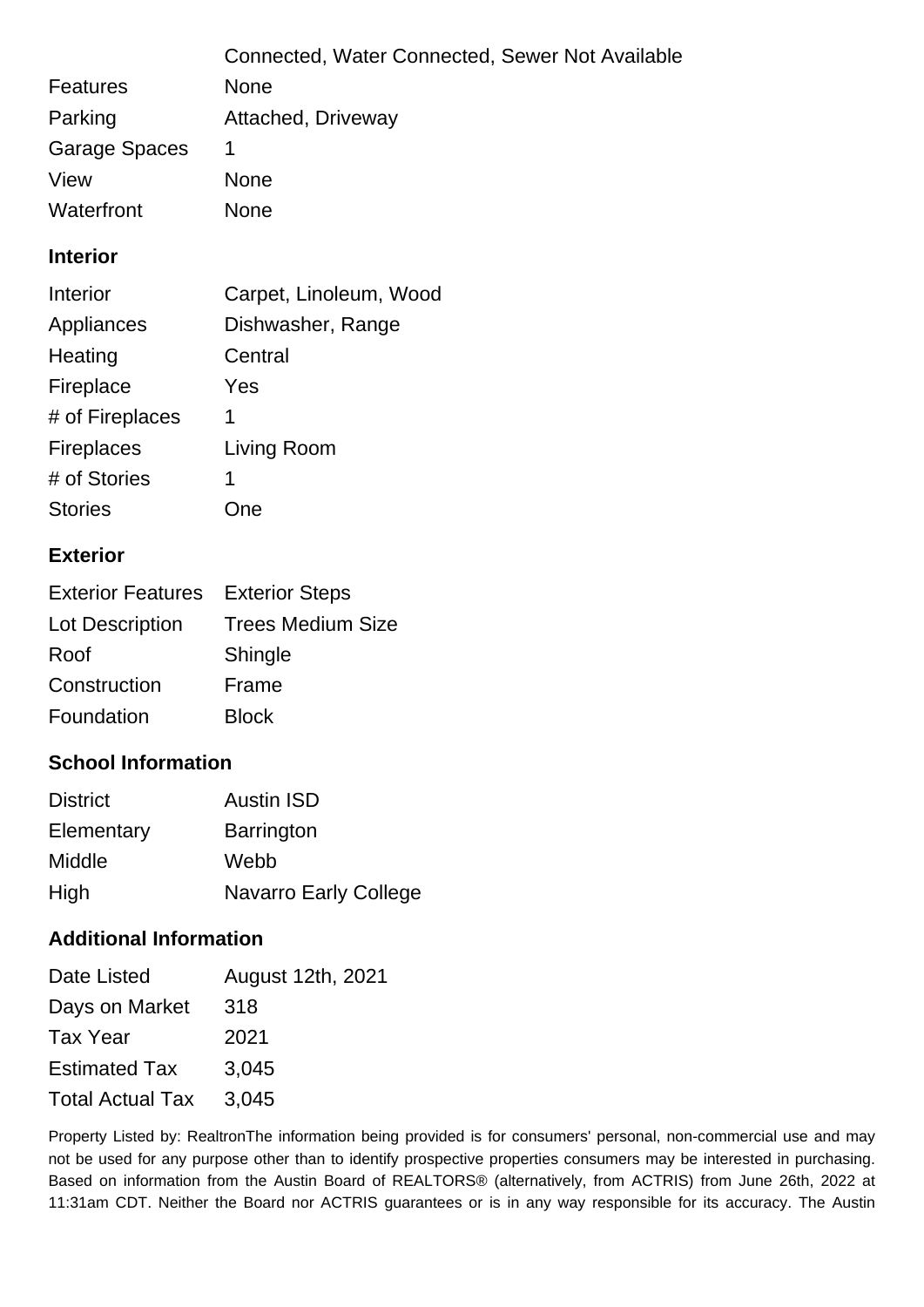| | |
|---|---|
| | Connected, Water Connected, Sewer Not Available |
| Features | None |
| Parking | Attached, Driveway |
| Garage Spaces | 1 |
| View | None |
| Waterfront | None |

## Interior

| | |
|---|---|
| Interior | Carpet, Linoleum, Wood |
| Appliances | Dishwasher, Range |
| Heating | Central |
| Fireplace | Yes |
| # of Fireplaces | 1 |
| Fireplaces | Living Room |
| # of Stories | 1 |
| Stories | One |

## Exterior

| | |
|---|---|
| Exterior Features | Exterior Steps |
| Lot Description | Trees Medium Size |
| Roof | Shingle |
| Construction | Frame |
| Foundation | Block |

## School Information

| | |
|---|---|
| District | Austin ISD |
| Elementary | Barrington |
| Middle | Webb |
| High | Navarro Early College |

## Additional Information

| | |
|---|---|
| Date Listed | August 12th, 2021 |
| Days on Market | 318 |
| Tax Year | 2021 |
| Estimated Tax | 3,045 |
| Total Actual Tax | 3,045 |

Property Listed by: RealtronThe information being provided is for consumers' personal, non-commercial use and may not be used for any purpose other than to identify prospective properties consumers may be interested in purchasing. Based on information from the Austin Board of REALTORS® (alternatively, from ACTRIS) from June 26th, 2022 at 11:31am CDT. Neither the Board nor ACTRIS guarantees or is in any way responsible for its accuracy. The Austin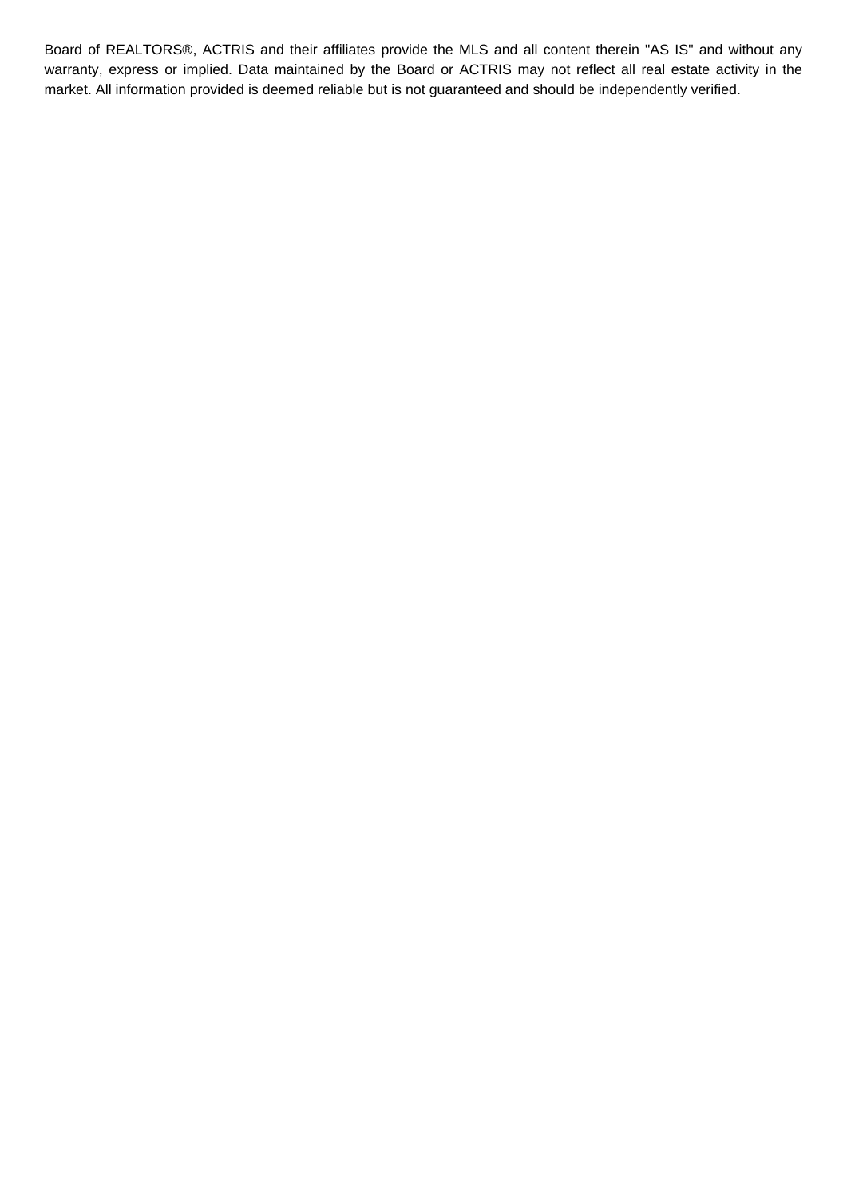Board of REALTORS®, ACTRIS and their affiliates provide the MLS and all content therein "AS IS" and without any warranty, express or implied. Data maintained by the Board or ACTRIS may not reflect all real estate activity in the market. All information provided is deemed reliable but is not guaranteed and should be independently verified.